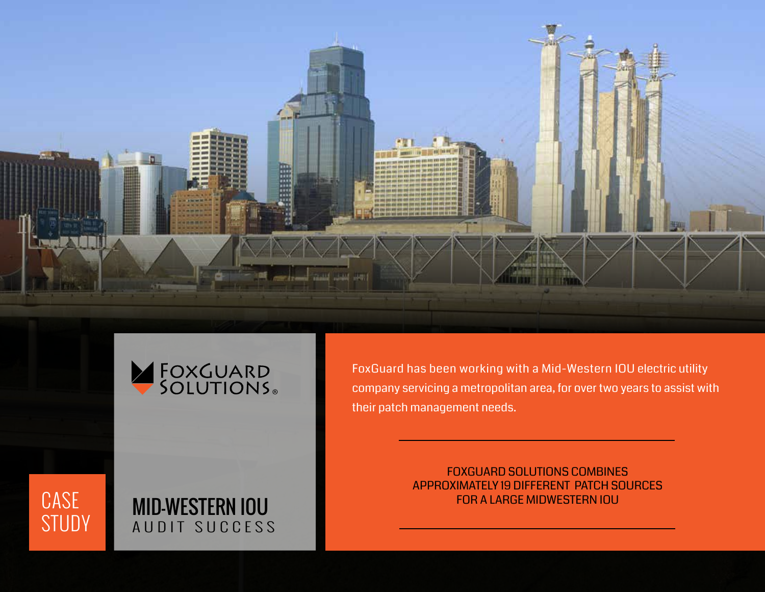FoxGuard Solutions®

CASE STUDY

# MID-WESTERN IOU
## AUDIT SUCCESS

FoxGuard has been working with a Mid-Western IOU electric utility company servicing a metropolitan area, for over two years to assist with their patch management needs.

---

FOXGUARD SOLUTIONS COMBINES APPROXIMATELY 19 DIFFERENT PATCH SOURCES FOR A LARGE MIDWESTERN IOU

---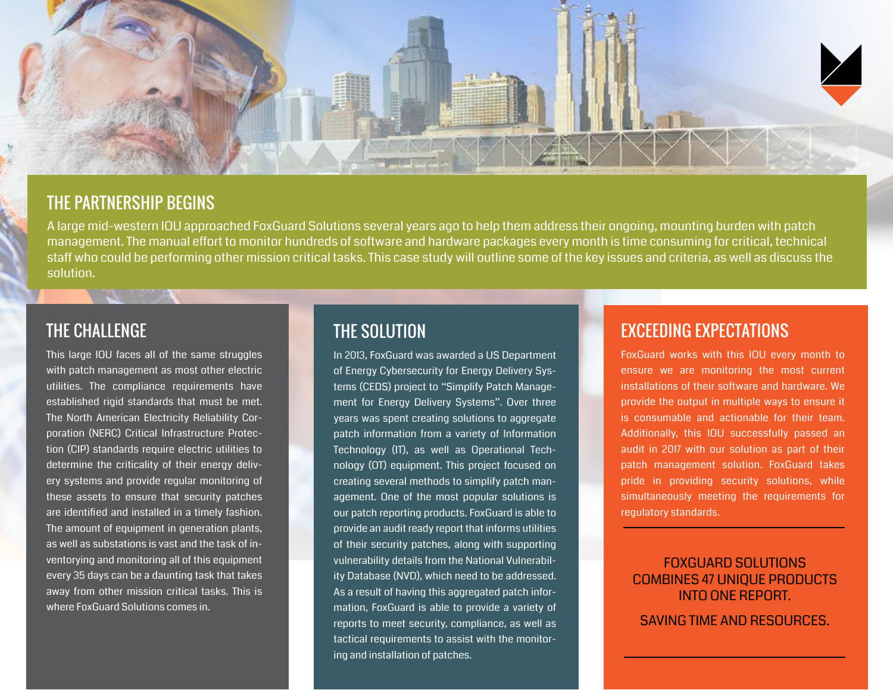## THE PARTNERSHIP BEGINS

A large mid-western IOU approached FoxGuard Solutions several years ago to help them address their ongoing, mounting burden with patch management. The manual effort to monitor hundreds of software and hardware packages every month is time consuming for critical, technical staff who could be performing other mission critical tasks. This case study will outline some of the key issues and criteria, as well as discuss the solution.

## THE CHALLENGE

This large IOU faces all of the same struggles with patch management as most other electric utilities. The compliance requirements have established rigid standards that must be met. The North American Electricity Reliability Corporation (NERC) Critical Infrastructure Protection (CIP) standards require electric utilities to determine the criticality of their energy delivery systems and provide regular monitoring of these assets to ensure that security patches are identified and installed in a timely fashion. The amount of equipment in generation plants, as well as substations is vast and the task of inventorying and monitoring all of this equipment every 35 days can be a daunting task that takes away from other mission critical tasks. This is where FoxGuard Solutions comes in.

## THE SOLUTION

In 2013, FoxGuard was awarded a US Department of Energy Cybersecurity for Energy Delivery Systems (CEDS) project to "Simplify Patch Management for Energy Delivery Systems". Over three years was spent creating solutions to aggregate patch information from a variety of Information Technology (IT), as well as Operational Technology (OT) equipment. This project focused on creating several methods to simplify patch management. One of the most popular solutions is our patch reporting products. FoxGuard is able to provide an audit ready report that informs utilities of their security patches, along with supporting vulnerability details from the National Vulnerability Database (NVD), which need to be addressed. As a result of having this aggregated patch information, FoxGuard is able to provide a variety of reports to meet security, compliance, as well as tactical requirements to assist with the monitoring and installation of patches.

## EXCEEDING EXPECTATIONS

FoxGuard works with this IOU every month to ensure we are monitoring the most current installations of their software and hardware. We provide the output in multiple ways to ensure it is consumable and actionable for their team. Additionally, this IOU successfully passed an audit in 2017 with our solution as part of their patch management solution. FoxGuard takes pride in providing security solutions, while simultaneously meeting the requirements for regulatory standards.

FOXGUARD SOLUTIONS COMBINES 47 UNIQUE PRODUCTS INTO ONE REPORT.

SAVING TIME AND RESOURCES.